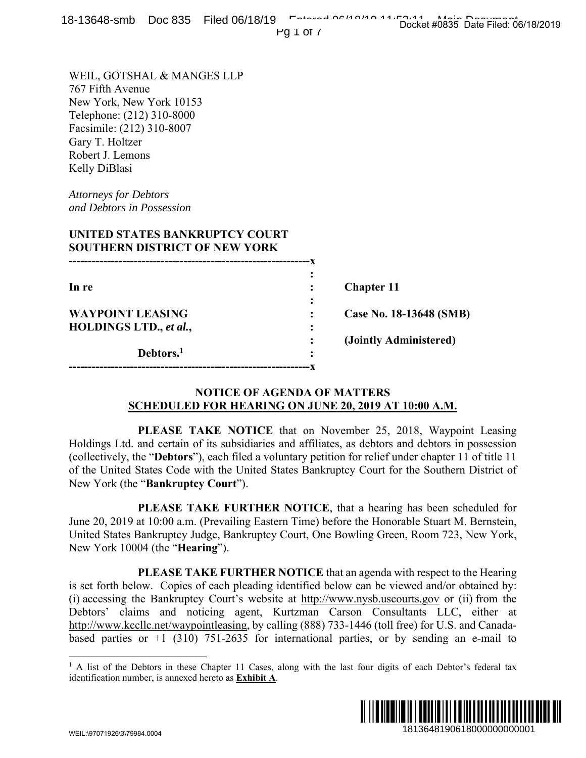WEIL, GOTSHAL & MANGES LLP
767 Fifth Avenue
New York, New York 10153
Telephone: (212) 310-8000
Facsimile: (212) 310-8007
Gary T. Holtzer
Robert J. Lemons
Kelly DiBlasi

*Attorneys for Debtors*
*and Debtors in Possession*

**UNITED STATES BANKRUPTCY COURT**
**SOUTHERN DISTRICT OF NEW YORK**

| | | |
|---|---|---|
| **In re** | : | **Chapter 11** |
| **WAYPOINT LEASING HOLDINGS LTD., *et al.*,** | : | **Case No. 18-13648 (SMB)** |
| | : | **(Jointly Administered)** |
| **Debtors.**[1] | : | |

## NOTICE OF AGENDA OF MATTERS SCHEDULED FOR HEARING ON JUNE 20, 2019 AT 10:00 A.M.

**PLEASE TAKE NOTICE** that on November 25, 2018, Waypoint Leasing Holdings Ltd. and certain of its subsidiaries and affiliates, as debtors and debtors in possession (collectively, the "**Debtors**"), each filed a voluntary petition for relief under chapter 11 of title 11 of the United States Code with the United States Bankruptcy Court for the Southern District of New York (the "**Bankruptcy Court**").

**PLEASE TAKE FURTHER NOTICE**, that a hearing has been scheduled for June 20, 2019 at 10:00 a.m. (Prevailing Eastern Time) before the Honorable Stuart M. Bernstein, United States Bankruptcy Judge, Bankruptcy Court, One Bowling Green, Room 723, New York, New York 10004 (the "**Hearing**").

**PLEASE TAKE FURTHER NOTICE** that an agenda with respect to the Hearing is set forth below. Copies of each pleading identified below can be viewed and/or obtained by: (i) accessing the Bankruptcy Court's website at http://www.nysb.uscourts.gov or (ii) from the Debtors' claims and noticing agent, Kurtzman Carson Consultants LLC, either at http://www.kccllc.net/waypointleasing, by calling (888) 733-1446 (toll free) for U.S. and Canada-based parties or +1 (310) 751-2635 for international parties, or by sending an e-mail to

[1] A list of the Debtors in these Chapter 11 Cases, along with the last four digits of each Debtor's federal tax identification number, is annexed hereto as **Exhibit A**.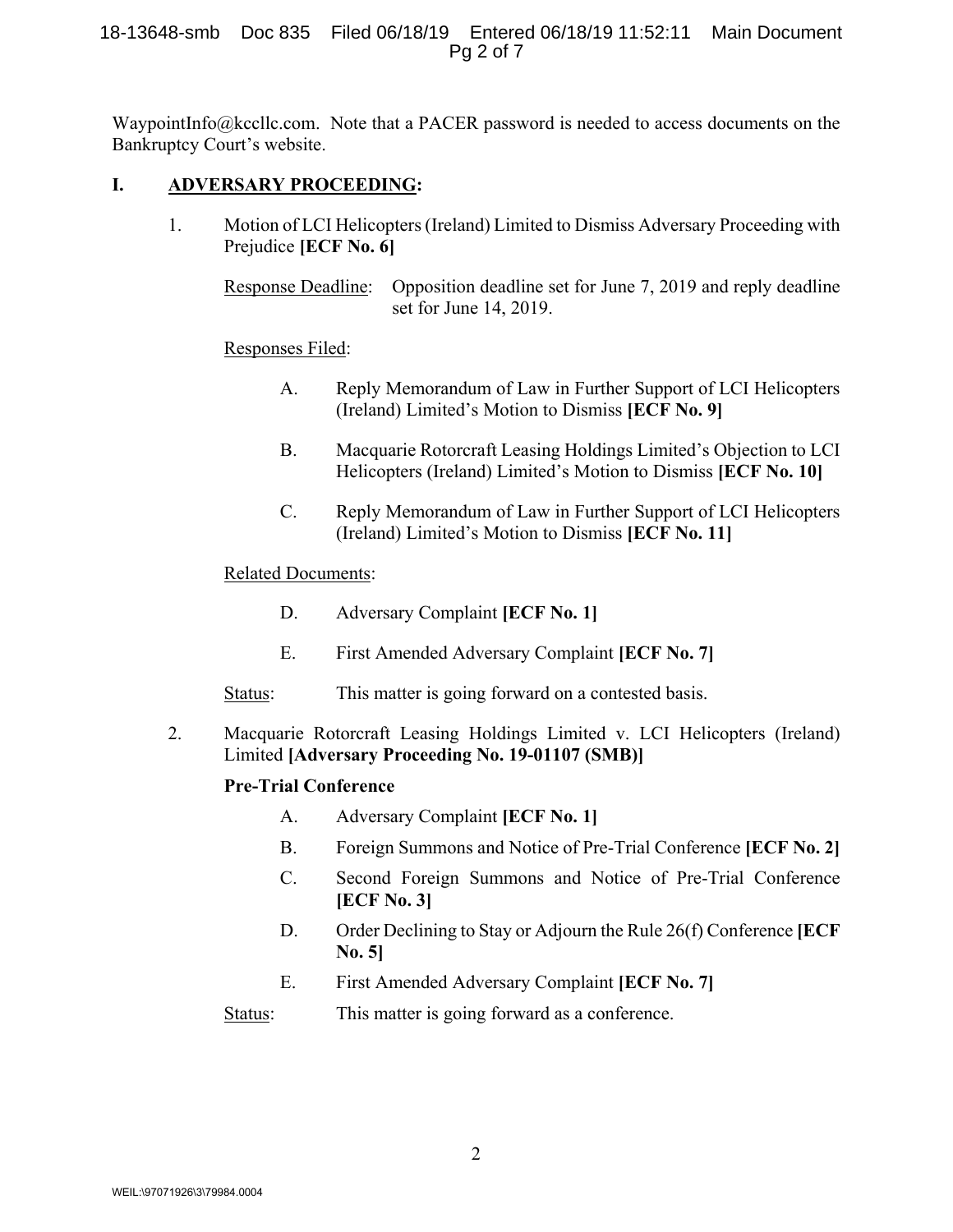WaypointInfo@kccllc.com. Note that a PACER password is needed to access documents on the Bankruptcy Court's website.

## I. ADVERSARY PROCEEDING:

1. Motion of LCI Helicopters (Ireland) Limited to Dismiss Adversary Proceeding with Prejudice **[ECF No. 6]**

   Response Deadline: Opposition deadline set for June 7, 2019 and reply deadline set for June 14, 2019.

   Responses Filed:

   A. Reply Memorandum of Law in Further Support of LCI Helicopters (Ireland) Limited's Motion to Dismiss **[ECF No. 9]**

   B. Macquarie Rotorcraft Leasing Holdings Limited's Objection to LCI Helicopters (Ireland) Limited's Motion to Dismiss **[ECF No. 10]**

   C. Reply Memorandum of Law in Further Support of LCI Helicopters (Ireland) Limited's Motion to Dismiss **[ECF No. 11]**

   Related Documents:

   D. Adversary Complaint **[ECF No. 1]**

   E. First Amended Adversary Complaint **[ECF No. 7]**

   Status: This matter is going forward on a contested basis.

2. Macquarie Rotorcraft Leasing Holdings Limited v. LCI Helicopters (Ireland) Limited **[Adversary Proceeding No. 19-01107 (SMB)]**

   **Pre-Trial Conference**

   A. Adversary Complaint **[ECF No. 1]**

   B. Foreign Summons and Notice of Pre-Trial Conference **[ECF No. 2]**

   C. Second Foreign Summons and Notice of Pre-Trial Conference **[ECF No. 3]**

   D. Order Declining to Stay or Adjourn the Rule 26(f) Conference **[ECF No. 5]**

   E. First Amended Adversary Complaint **[ECF No. 7]**

   Status: This matter is going forward as a conference.

WEIL:\97071926\3\79984.0004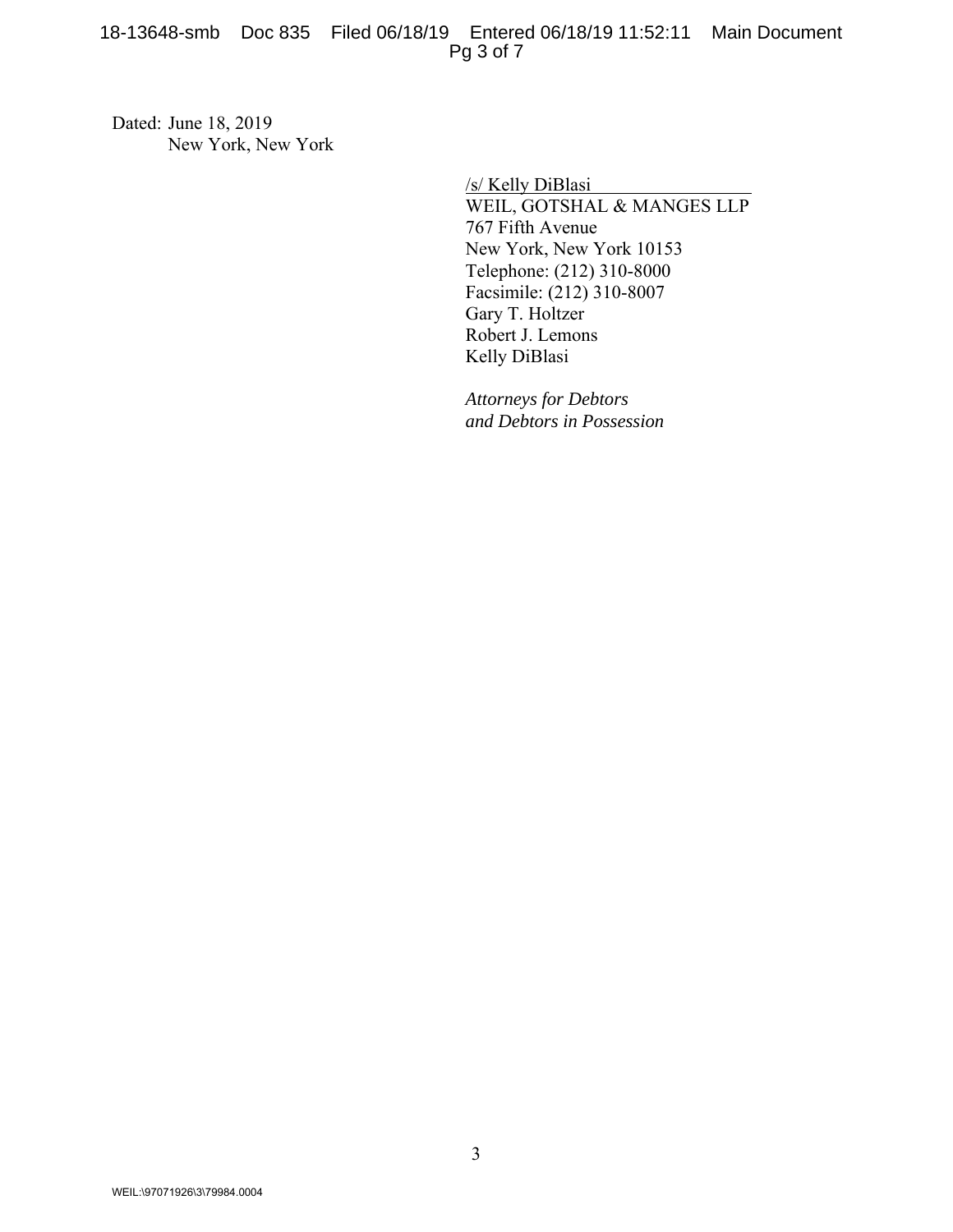Dated: June 18, 2019
New York, New York

/s/ Kelly DiBlasi
WEIL, GOTSHAL & MANGES LLP
767 Fifth Avenue
New York, New York 10153
Telephone: (212) 310-8000
Facsimile: (212) 310-8007
Gary T. Holtzer
Robert J. Lemons
Kelly DiBlasi

*Attorneys for Debtors and Debtors in Possession*

WEIL:\97071926\3\79984.0004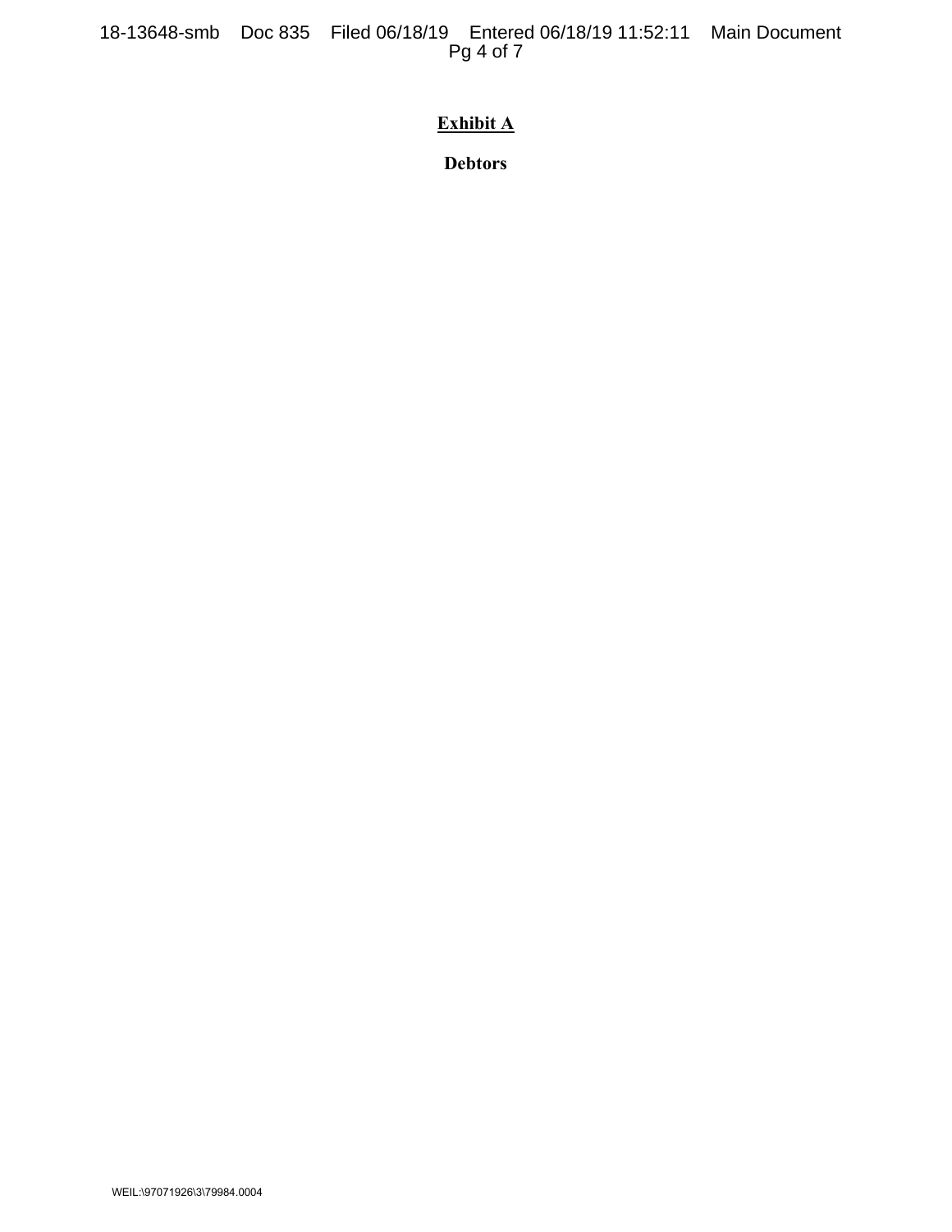# Exhibit A

## Debtors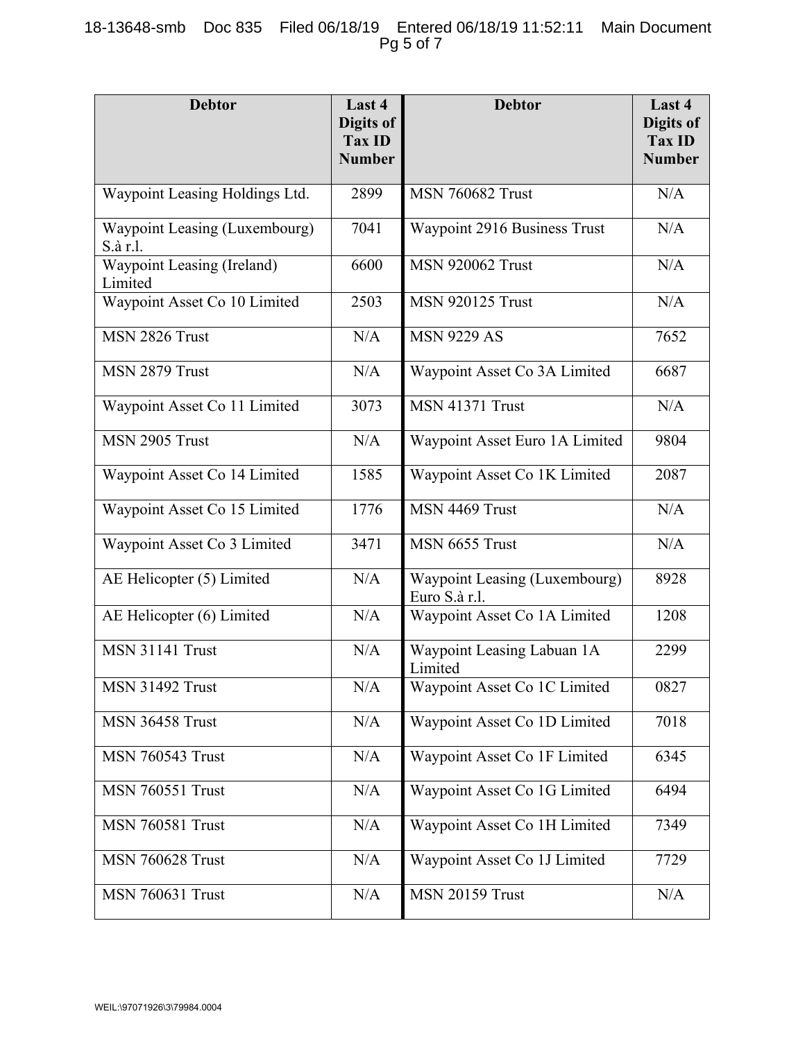| Debtor | Last 4 Digits of Tax ID Number | Debtor | Last 4 Digits of Tax ID Number |
|---|---|---|---|
| Waypoint Leasing Holdings Ltd. | 2899 | MSN 760682 Trust | N/A |
| Waypoint Leasing (Luxembourg) S.à r.l. | 7041 | Waypoint 2916 Business Trust | N/A |
| Waypoint Leasing (Ireland) Limited | 6600 | MSN 920062 Trust | N/A |
| Waypoint Asset Co 10 Limited | 2503 | MSN 920125 Trust | N/A |
| MSN 2826 Trust | N/A | MSN 9229 AS | 7652 |
| MSN 2879 Trust | N/A | Waypoint Asset Co 3A Limited | 6687 |
| Waypoint Asset Co 11 Limited | 3073 | MSN 41371 Trust | N/A |
| MSN 2905 Trust | N/A | Waypoint Asset Euro 1A Limited | 9804 |
| Waypoint Asset Co 14 Limited | 1585 | Waypoint Asset Co 1K Limited | 2087 |
| Waypoint Asset Co 15 Limited | 1776 | MSN 4469 Trust | N/A |
| Waypoint Asset Co 3 Limited | 3471 | MSN 6655 Trust | N/A |
| AE Helicopter (5) Limited | N/A | Waypoint Leasing (Luxembourg) Euro S.à r.l. | 8928 |
| AE Helicopter (6) Limited | N/A | Waypoint Asset Co 1A Limited | 1208 |
| MSN 31141 Trust | N/A | Waypoint Leasing Labuan 1A Limited | 2299 |
| MSN 31492 Trust | N/A | Waypoint Asset Co 1C Limited | 0827 |
| MSN 36458 Trust | N/A | Waypoint Asset Co 1D Limited | 7018 |
| MSN 760543 Trust | N/A | Waypoint Asset Co 1F Limited | 6345 |
| MSN 760551 Trust | N/A | Waypoint Asset Co 1G Limited | 6494 |
| MSN 760581 Trust | N/A | Waypoint Asset Co 1H Limited | 7349 |
| MSN 760628 Trust | N/A | Waypoint Asset Co 1J Limited | 7729 |
| MSN 760631 Trust | N/A | MSN 20159 Trust | N/A |

WEIL:\97071926\3\79984.0004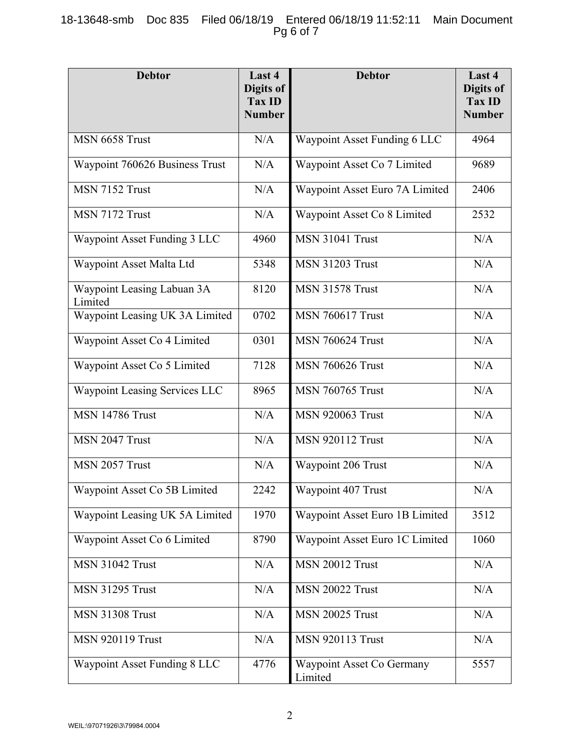| Debtor | Last 4 Digits of Tax ID Number | Debtor | Last 4 Digits of Tax ID Number |
|---|---|---|---|
| MSN 6658 Trust | N/A | Waypoint Asset Funding 6 LLC | 4964 |
| Waypoint 760626 Business Trust | N/A | Waypoint Asset Co 7 Limited | 9689 |
| MSN 7152 Trust | N/A | Waypoint Asset Euro 7A Limited | 2406 |
| MSN 7172 Trust | N/A | Waypoint Asset Co 8 Limited | 2532 |
| Waypoint Asset Funding 3 LLC | 4960 | MSN 31041 Trust | N/A |
| Waypoint Asset Malta Ltd | 5348 | MSN 31203 Trust | N/A |
| Waypoint Leasing Labuan 3A Limited | 8120 | MSN 31578 Trust | N/A |
| Waypoint Leasing UK 3A Limited | 0702 | MSN 760617 Trust | N/A |
| Waypoint Asset Co 4 Limited | 0301 | MSN 760624 Trust | N/A |
| Waypoint Asset Co 5 Limited | 7128 | MSN 760626 Trust | N/A |
| Waypoint Leasing Services LLC | 8965 | MSN 760765 Trust | N/A |
| MSN 14786 Trust | N/A | MSN 920063 Trust | N/A |
| MSN 2047 Trust | N/A | MSN 920112 Trust | N/A |
| MSN 2057 Trust | N/A | Waypoint 206 Trust | N/A |
| Waypoint Asset Co 5B Limited | 2242 | Waypoint 407 Trust | N/A |
| Waypoint Leasing UK 5A Limited | 1970 | Waypoint Asset Euro 1B Limited | 3512 |
| Waypoint Asset Co 6 Limited | 8790 | Waypoint Asset Euro 1C Limited | 1060 |
| MSN 31042 Trust | N/A | MSN 20012 Trust | N/A |
| MSN 31295 Trust | N/A | MSN 20022 Trust | N/A |
| MSN 31308 Trust | N/A | MSN 20025 Trust | N/A |
| MSN 920119 Trust | N/A | MSN 920113 Trust | N/A |
| Waypoint Asset Funding 8 LLC | 4776 | Waypoint Asset Co Germany Limited | 5557 |

WEIL:\97071926\3\79984.0004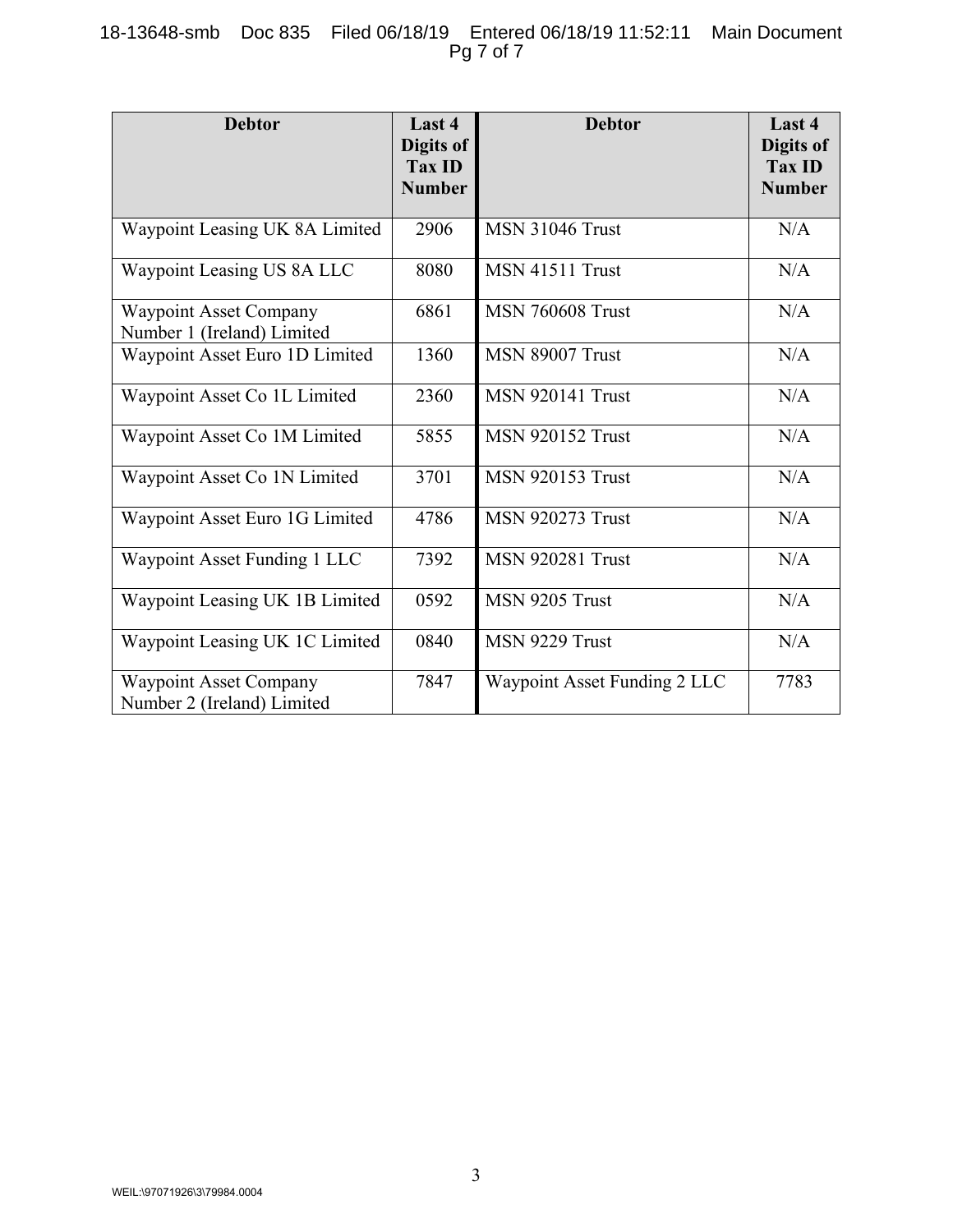| Debtor | Last 4 Digits of Tax ID Number | Debtor | Last 4 Digits of Tax ID Number |
|---|---|---|---|
| Waypoint Leasing UK 8A Limited | 2906 | MSN 31046 Trust | N/A |
| Waypoint Leasing US 8A LLC | 8080 | MSN 41511 Trust | N/A |
| Waypoint Asset Company Number 1 (Ireland) Limited | 6861 | MSN 760608 Trust | N/A |
| Waypoint Asset Euro 1D Limited | 1360 | MSN 89007 Trust | N/A |
| Waypoint Asset Co 1L Limited | 2360 | MSN 920141 Trust | N/A |
| Waypoint Asset Co 1M Limited | 5855 | MSN 920152 Trust | N/A |
| Waypoint Asset Co 1N Limited | 3701 | MSN 920153 Trust | N/A |
| Waypoint Asset Euro 1G Limited | 4786 | MSN 920273 Trust | N/A |
| Waypoint Asset Funding 1 LLC | 7392 | MSN 920281 Trust | N/A |
| Waypoint Leasing UK 1B Limited | 0592 | MSN 9205 Trust | N/A |
| Waypoint Leasing UK 1C Limited | 0840 | MSN 9229 Trust | N/A |
| Waypoint Asset Company Number 2 (Ireland) Limited | 7847 | Waypoint Asset Funding 2 LLC | 7783 |

WEIL:\97071926\3\79984.0004